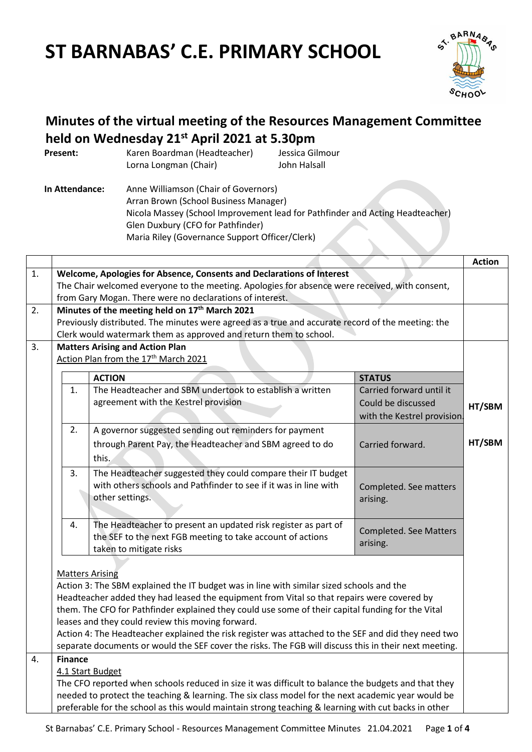# ST BARNABAS' C.E. PRIMARY SCHOOL

## Minutes of the virtual meeting of the Resources Management Committee held on Wednesday 21st April 2021 at 5.30pm

**Present:** Karen Boardman (Headteacher), Lorna Longman (Chair), Jessica Gilmour, John Halsall

**In Attendance:** Anne Williamson (Chair of Governors)
Arran Brown (School Business Manager)
Nicola Massey (School Improvement lead for Pathfinder and Acting Headteacher)
Glen Duxbury (CFO for Pathfinder)
Maria Riley (Governance Support Officer/Clerk)

| | | Action |
|---|---|---|
| 1. | **Welcome, Apologies for Absence, Consents and Declarations of Interest**<br>The Chair welcomed everyone to the meeting. Apologies for absence were received, with consent, from Gary Mogan. There were no declarations of interest. | |
| 2. | **Minutes of the meeting held on 17th March 2021**<br>Previously distributed. The minutes were agreed as a true and accurate record of the meeting: the Clerk would watermark them as approved and return them to school. | |
| 3. | **Matters Arising and Action Plan** | |

Action Plan from the 17th March 2021

| | ACTION | STATUS | Action |
|---|---|---|---|
| 1. | The Headteacher and SBM undertook to establish a written agreement with the Kestrel provision | Carried forward until it Could be discussed with the Kestrel provision. | HT/SBM |
| 2. | A governor suggested sending out reminders for payment through Parent Pay, the Headteacher and SBM agreed to do this. | Carried forward. | HT/SBM |
| 3. | The Headteacher suggested they could compare their IT budget with others schools and Pathfinder to see if it was in line with other settings. | Completed. See matters arising. | |
| 4. | The Headteacher to present an updated risk register as part of the SEF to the next FGB meeting to take account of actions taken to mitigate risks | Completed. See Matters arising. | |

Matters Arising

Action 3: The SBM explained the IT budget was in line with similar sized schools and the Headteacher added they had leased the equipment from Vital so that repairs were covered by them. The CFO for Pathfinder explained they could use some of their capital funding for the Vital leases and they could review this moving forward.

Action 4: The Headteacher explained the risk register was attached to the SEF and did they need two separate documents or would the SEF cover the risks. The FGB will discuss this in their next meeting.

**4. Finance**

4.1 Start Budget

The CFO reported when schools reduced in size it was difficult to balance the budgets and that they needed to protect the teaching & learning. The six class model for the next academic year would be preferable for the school as this would maintain strong teaching & learning with cut backs in other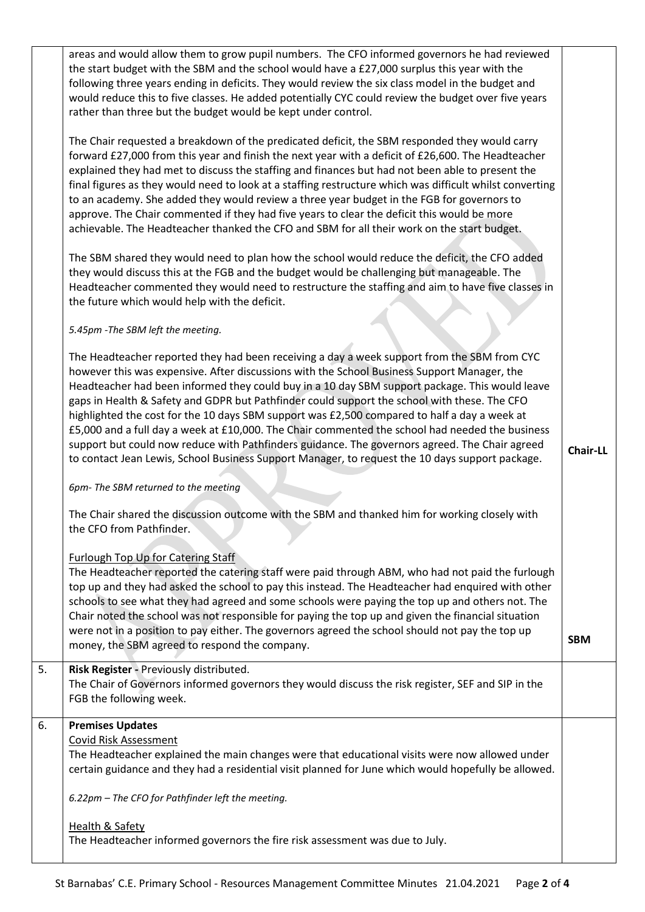| | | |
|---|---|---|
| | areas and would allow them to grow pupil numbers. The CFO informed governors he had reviewed the start budget with the SBM and the school would have a £27,000 surplus this year with the following three years ending in deficits. They would review the six class model in the budget and would reduce this to five classes. He added potentially CYC could review the budget over five years rather than three but the budget would be kept under control.<br><br>The Chair requested a breakdown of the predicated deficit, the SBM responded they would carry forward £27,000 from this year and finish the next year with a deficit of £26,600. The Headteacher explained they had met to discuss the staffing and finances but had not been able to present the final figures as they would need to look at a staffing restructure which was difficult whilst converting to an academy. She added they would review a three year budget in the FGB for governors to approve. The Chair commented if they had five years to clear the deficit this would be more achievable. The Headteacher thanked the CFO and SBM for all their work on the start budget.<br><br>The SBM shared they would need to plan how the school would reduce the deficit, the CFO added they would discuss this at the FGB and the budget would be challenging but manageable. The Headteacher commented they would need to restructure the staffing and aim to have five classes in the future which would help with the deficit.<br><br>*5.45pm -The SBM left the meeting.*<br><br>The Headteacher reported they had been receiving a day a week support from the SBM from CYC however this was expensive. After discussions with the School Business Support Manager, the Headteacher had been informed they could buy in a 10 day SBM support package. This would leave gaps in Health & Safety and GDPR but Pathfinder could support the school with these. The CFO highlighted the cost for the 10 days SBM support was £2,500 compared to half a day a week at £5,000 and a full day a week at £10,000. The Chair commented the school had needed the business support but could now reduce with Pathfinders guidance. The governors agreed. The Chair agreed to contact Jean Lewis, School Business Support Manager, to request the 10 days support package. | **Chair-LL** |
| | *6pm- The SBM returned to the meeting*<br><br>The Chair shared the discussion outcome with the SBM and thanked him for working closely with the CFO from Pathfinder.<br><br>Furlough Top Up for Catering Staff<br>The Headteacher reported the catering staff were paid through ABM, who had not paid the furlough top up and they had asked the school to pay this instead. The Headteacher had enquired with other schools to see what they had agreed and some schools were paying the top up and others not. The Chair noted the school was not responsible for paying the top up and given the financial situation were not in a position to pay either. The governors agreed the school should not pay the top up money, the SBM agreed to respond the company. | **SBM** |
| 5. | **Risk Register -** Previously distributed.<br>The Chair of Governors informed governors they would discuss the risk register, SEF and SIP in the FGB the following week. | |
| 6. | **Premises Updates**<br>Covid Risk Assessment<br>The Headteacher explained the main changes were that educational visits were now allowed under certain guidance and they had a residential visit planned for June which would hopefully be allowed.<br><br>*6.22pm – The CFO for Pathfinder left the meeting.*<br><br>Health & Safety<br>The Headteacher informed governors the fire risk assessment was due to July. | |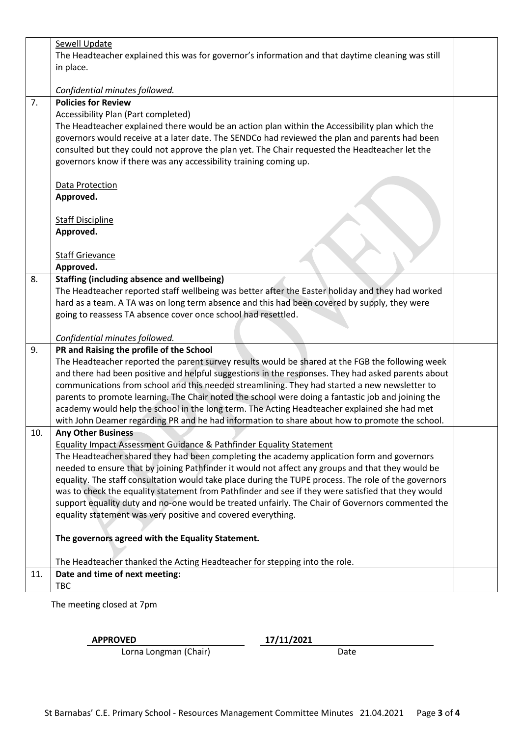| | | |
|---|---|---|
| | Sewell Update<br>The Headteacher explained this was for governor's information and that daytime cleaning was still in place.<br><br>*Confidential minutes followed.* | |
| 7. | **Policies for Review**<br>Accessibility Plan (Part completed)<br>The Headteacher explained there would be an action plan within the Accessibility plan which the governors would receive at a later date. The SENDCo had reviewed the plan and parents had been consulted but they could not approve the plan yet. The Chair requested the Headteacher let the governors know if there was any accessibility training coming up.<br><br>Data Protection<br>**Approved.**<br><br>Staff Discipline<br>**Approved.**<br><br>Staff Grievance<br>**Approved.** | |
| 8. | **Staffing (including absence and wellbeing)**<br>The Headteacher reported staff wellbeing was better after the Easter holiday and they had worked hard as a team. A TA was on long term absence and this had been covered by supply, they were going to reassess TA absence cover once school had resettled.<br><br>*Confidential minutes followed.* | |
| 9. | **PR and Raising the profile of the School**<br>The Headteacher reported the parent survey results would be shared at the FGB the following week and there had been positive and helpful suggestions in the responses. They had asked parents about communications from school and this needed streamlining. They had started a new newsletter to parents to promote learning. The Chair noted the school were doing a fantastic job and joining the academy would help the school in the long term. The Acting Headteacher explained she had met with John Deamer regarding PR and he had information to share about how to promote the school. | |
| 10. | **Any Other Business**<br>Equality Impact Assessment Guidance & Pathfinder Equality Statement<br>The Headteacher shared they had been completing the academy application form and governors needed to ensure that by joining Pathfinder it would not affect any groups and that they would be equality. The staff consultation would take place during the TUPE process. The role of the governors was to check the equality statement from Pathfinder and see if they were satisfied that they would support equality duty and no-one would be treated unfairly. The Chair of Governors commented the equality statement was very positive and covered everything.<br><br>**The governors agreed with the Equality Statement.**<br><br>The Headteacher thanked the Acting Headteacher for stepping into the role. | |
| 11. | **Date and time of next meeting:**<br>TBC | |

The meeting closed at 7pm

**APPROVED** — Lorna Longman (Chair)

**17/11/2021** — Date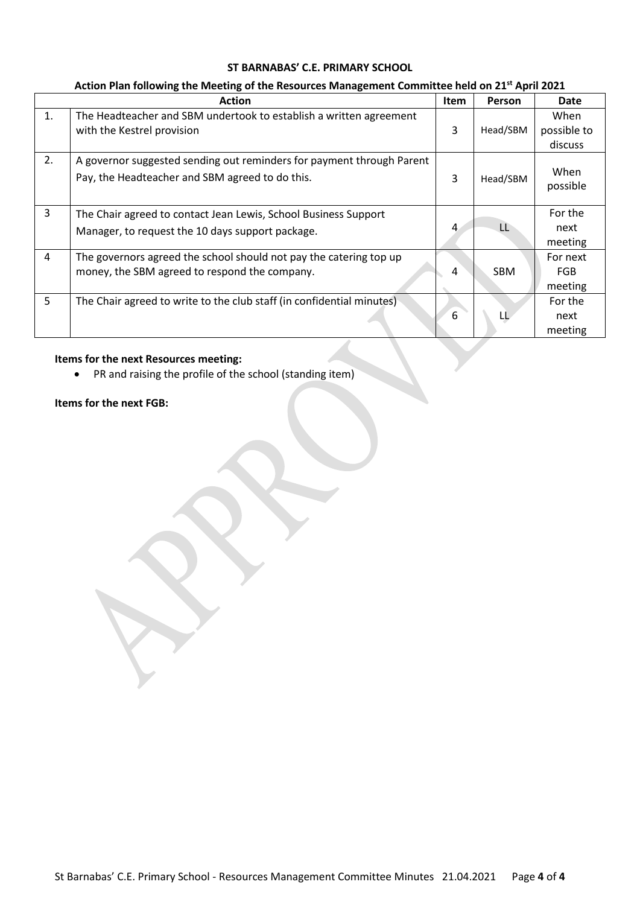**ST BARNABAS' C.E. PRIMARY SCHOOL**

**Action Plan following the Meeting of the Resources Management Committee held on 21st April 2021**

| | Action | Item | Person | Date |
|---|---|---|---|---|
| 1. | The Headteacher and SBM undertook to establish a written agreement with the Kestrel provision | 3 | Head/SBM | When possible to discuss |
| 2. | A governor suggested sending out reminders for payment through Parent Pay, the Headteacher and SBM agreed to do this. | 3 | Head/SBM | When possible |
| 3 | The Chair agreed to contact Jean Lewis, School Business Support Manager, to request the 10 days support package. | 4 | LL | For the next meeting |
| 4 | The governors agreed the school should not pay the catering top up money, the SBM agreed to respond the company. | 4 | SBM | For next FGB meeting |
| 5 | The Chair agreed to write to the club staff (in confidential minutes) | 6 | LL | For the next meeting |

**Items for the next Resources meeting:**

- PR and raising the profile of the school (standing item)

**Items for the next FGB:**